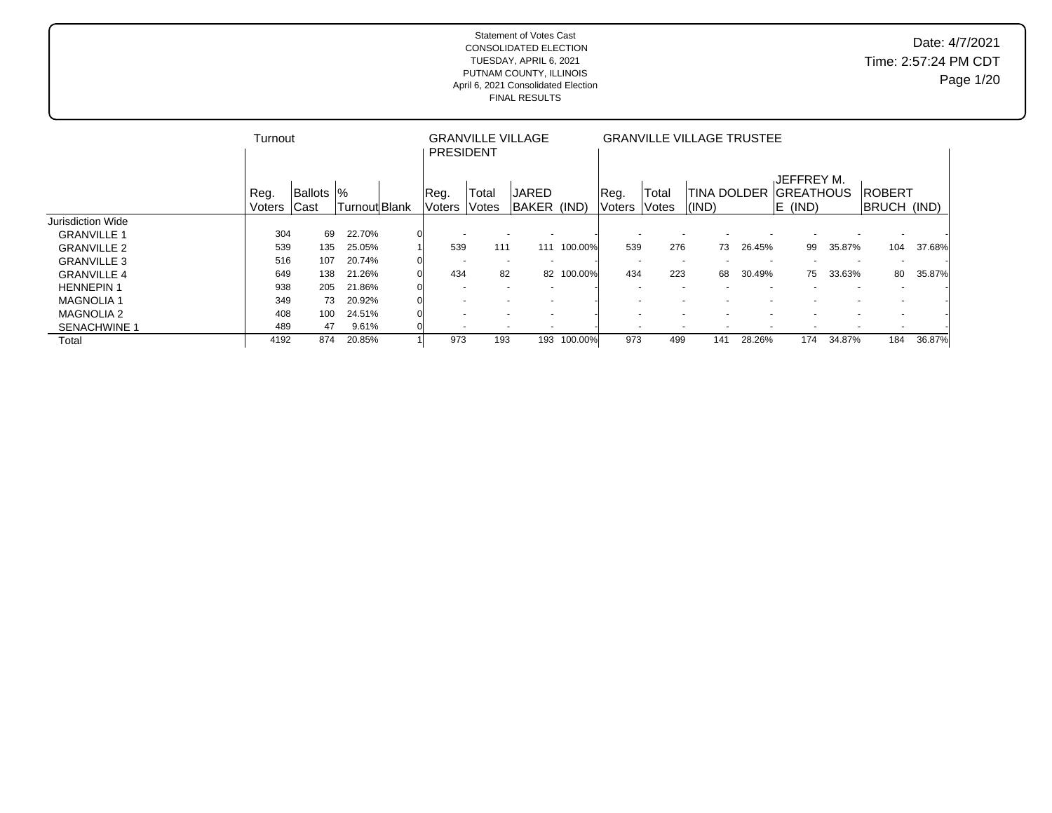Statement of Votes Cast
CONSOLIDATED ELECTION
TUESDAY, APRIL 6, 2021
PUTNAM COUNTY, ILLINOIS
April 6, 2021 Consolidated Election
FINAL RESULTS

Date: 4/7/2021
Time: 2:57:24 PM CDT

| | Turnout | | | | GRANVILLE VILLAGE PRESIDENT | | | | GRANVILLE VILLAGE TRUSTEE | | | | | | | | |
|---|---|---|---|---|---|---|---|---|---|---|---|---|---|---|---|---|
| | Reg. Voters | Ballots Cast | % Turnout | Blank | Reg. Voters | Total Votes | JARED BAKER (IND) | | Reg. Voters | Total Votes | TINA DOLDER (IND) | | JEFFREY M. GREATHOUSE (IND) | | ROBERT BRUCH (IND) | |
| Jurisdiction Wide | | | | | | | | | | | | | | | | |
| GRANVILLE 1 | 304 | 69 | 22.70% | 0 | - | - | - | - | - | - | - | - | - | - | - | - |
| GRANVILLE 2 | 539 | 135 | 25.05% | 1 | 539 | 111 | 111 | 100.00% | 539 | 276 | 73 | 26.45% | 99 | 35.87% | 104 | 37.68% |
| GRANVILLE 3 | 516 | 107 | 20.74% | 0 | - | - | - | - | - | - | - | - | - | - | - | - |
| GRANVILLE 4 | 649 | 138 | 21.26% | 0 | 434 | 82 | 82 | 100.00% | 434 | 223 | 68 | 30.49% | 75 | 33.63% | 80 | 35.87% |
| HENNEPIN 1 | 938 | 205 | 21.86% | 0 | - | - | - | - | - | - | - | - | - | - | - | - |
| MAGNOLIA 1 | 349 | 73 | 20.92% | 0 | - | - | - | - | - | - | - | - | - | - | - | - |
| MAGNOLIA 2 | 408 | 100 | 24.51% | 0 | - | - | - | - | - | - | - | - | - | - | - | - |
| SENACHWINE 1 | 489 | 47 | 9.61% | 0 | - | - | - | - | - | - | - | - | - | - | - | - |
| Total | 4192 | 874 | 20.85% | 1 | 973 | 193 | 193 | 100.00% | 973 | 499 | 141 | 28.26% | 174 | 34.87% | 184 | 36.87% |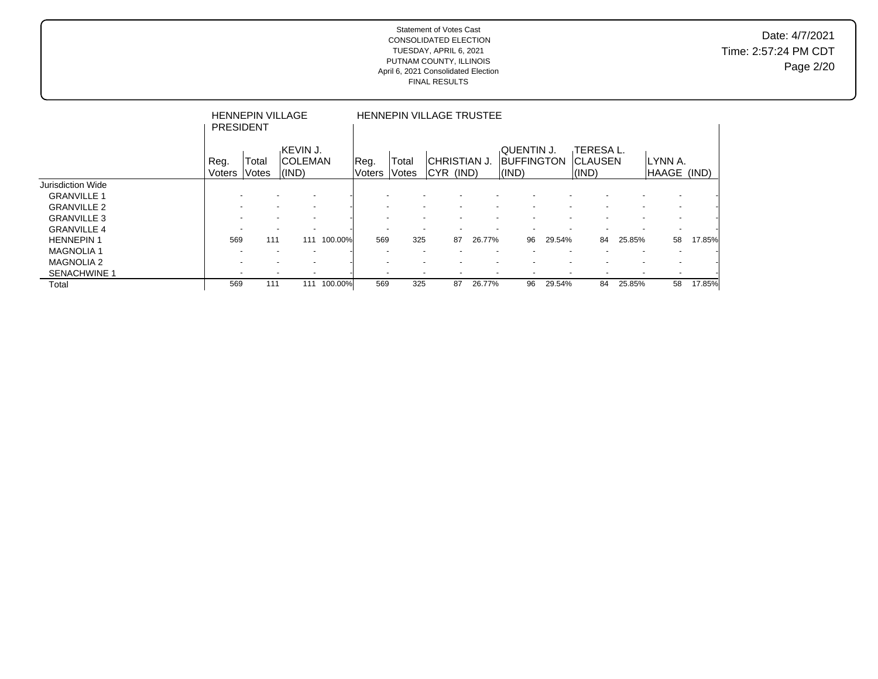Statement of Votes Cast
CONSOLIDATED ELECTION
TUESDAY, APRIL 6, 2021
PUTNAM COUNTY, ILLINOIS
April 6, 2021 Consolidated Election
FINAL RESULTS

Date: 4/7/2021
Time: 2:57:24 PM CDT

| | HENNEPIN VILLAGE PRESIDENT | | | | HENNEPIN VILLAGE TRUSTEE | | | | | | | | | | | |
|---|---|---|---|---|---|---|---|---|---|---|---|---|---|---|---|---|
| | Reg. Voters | Total Votes | KEVIN J. COLEMAN (IND) | | Reg. Voters | Total Votes | CHRISTIAN J. CYR (IND) | | QUENTIN J. BUFFINGTON (IND) | | TERESA L. CLAUSEN (IND) | | LYNN A. HAAGE (IND) | |
| Jurisdiction Wide | | | | | | | | | | | | | | |
| GRANVILLE 1 | - | - | - | - | - | - | - | - | - | - | - | - | - | - |
| GRANVILLE 2 | - | - | - | - | - | - | - | - | - | - | - | - | - | - |
| GRANVILLE 3 | - | - | - | - | - | - | - | - | - | - | - | - | - | - |
| GRANVILLE 4 | - | - | - | - | - | - | - | - | - | - | - | - | - | - |
| HENNEPIN 1 | 569 | 111 | 111 | 100.00% | 569 | 325 | 87 | 26.77% | 96 | 29.54% | 84 | 25.85% | 58 | 17.85% |
| MAGNOLIA 1 | - | - | - | - | - | - | - | - | - | - | - | - | - | - |
| MAGNOLIA 2 | - | - | - | - | - | - | - | - | - | - | - | - | - | - |
| SENACHWINE 1 | - | - | - | - | - | - | - | - | - | - | - | - | - | - |
| Total | 569 | 111 | 111 | 100.00% | 569 | 325 | 87 | 26.77% | 96 | 29.54% | 84 | 25.85% | 58 | 17.85% |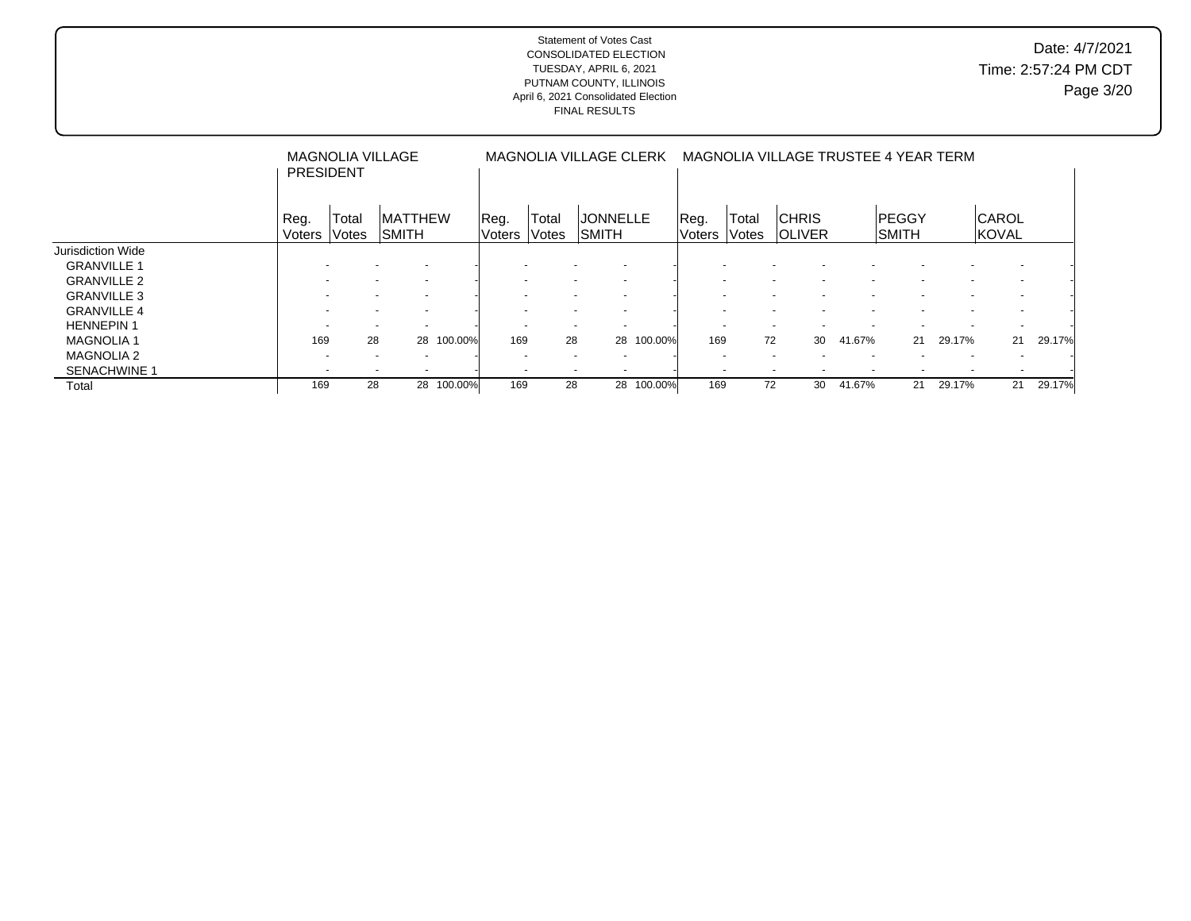Statement of Votes Cast
CONSOLIDATED ELECTION
TUESDAY, APRIL 6, 2021
PUTNAM COUNTY, ILLINOIS
April 6, 2021 Consolidated Election
FINAL RESULTS

Date: 4/7/2021
Time: 2:57:24 PM CDT

| | MAGNOLIA VILLAGE PRESIDENT | | | | MAGNOLIA VILLAGE CLERK | | | | MAGNOLIA VILLAGE TRUSTEE 4 YEAR TERM | | | | | | | |
|---|---|---|---|---|---|---|---|---|---|---|---|---|---|---|---|---|
| | Reg. Voters | Total Votes | MATTHEW SMITH | | Reg. Voters | Total Votes | JONNELLE SMITH | | Reg. Voters | Total Votes | CHRIS OLIVER | | PEGGY SMITH | | CAROL KOVAL | |
| Jurisdiction Wide | | | | | | | | | | | | | | | | |
| GRANVILLE 1 | - | - | - | - | - | - | - | - | - | - | - | - | - | - | - | - |
| GRANVILLE 2 | - | - | - | - | - | - | - | - | - | - | - | - | - | - | - | - |
| GRANVILLE 3 | - | - | - | - | - | - | - | - | - | - | - | - | - | - | - | - |
| GRANVILLE 4 | - | - | - | - | - | - | - | - | - | - | - | - | - | - | - | - |
| HENNEPIN 1 | - | - | - | - | - | - | - | - | - | - | - | - | - | - | - | - |
| MAGNOLIA 1 | 169 | 28 | 28 | 100.00% | 169 | 28 | 28 | 100.00% | 169 | 72 | 30 | 41.67% | 21 | 29.17% | 21 | 29.17% |
| MAGNOLIA 2 | - | - | - | - | - | - | - | - | - | - | - | - | - | - | - | - |
| SENACHWINE 1 | - | - | - | - | - | - | - | - | - | - | - | - | - | - | - | - |
| Total | 169 | 28 | 28 | 100.00% | 169 | 28 | 28 | 100.00% | 169 | 72 | 30 | 41.67% | 21 | 29.17% | 21 | 29.17% |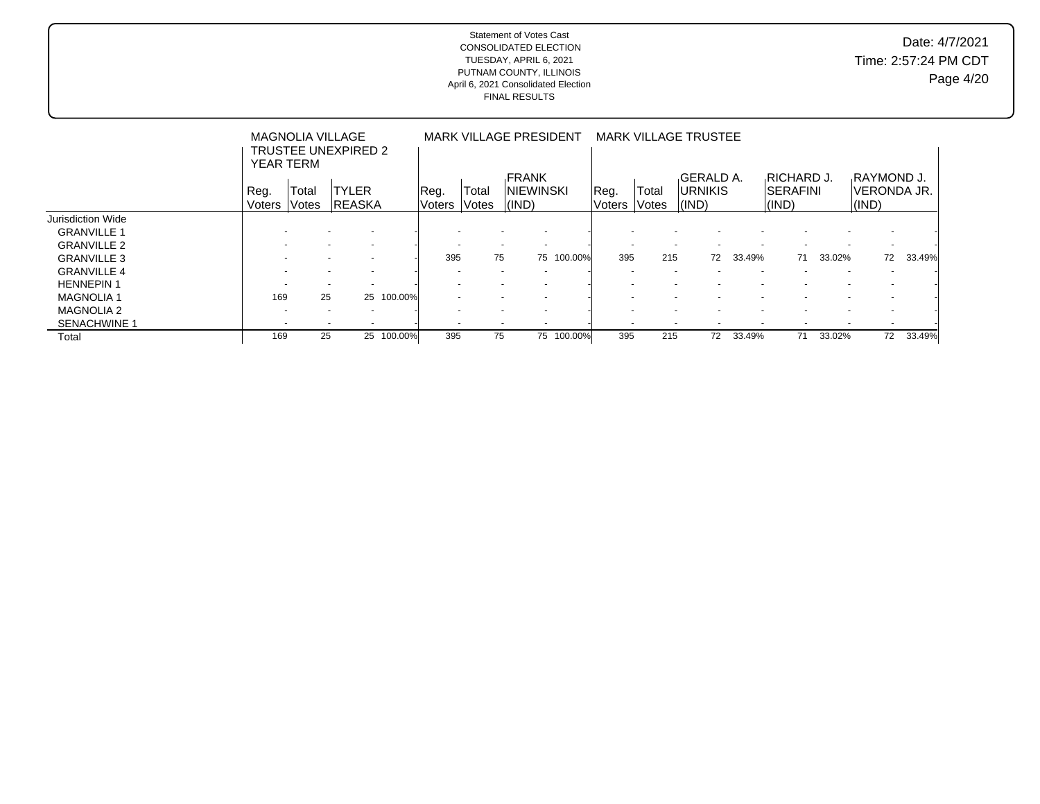Statement of Votes Cast
CONSOLIDATED ELECTION
TUESDAY, APRIL 6, 2021
PUTNAM COUNTY, ILLINOIS
April 6, 2021 Consolidated Election
FINAL RESULTS

Date: 4/7/2021
Time: 2:57:24 PM CDT

| | MAGNOLIA VILLAGE TRUSTEE UNEXPIRED 2 YEAR TERM | | | | MARK VILLAGE PRESIDENT | | | | MARK VILLAGE TRUSTEE | | | | | | | |
|---|---|---|---|---|---|---|---|---|---|---|---|---|---|---|---|---|
| | Reg. Voters | Total Votes | TYLER REASKA | | Reg. Voters | Total Votes | FRANK NIEWINSKI (IND) | | Reg. Voters | Total Votes | GERALD A. URNIKIS (IND) | | RICHARD J. SERAFINI (IND) | | RAYMOND J. VERONDA JR. (IND) | |
| Jurisdiction Wide | | | | | | | | | | | | | | | | |
| GRANVILLE 1 | - | - | - | - | - | - | - | - | - | - | - | - | - | - | - | - |
| GRANVILLE 2 | - | - | - | - | - | - | - | - | - | - | - | - | - | - | - | - |
| GRANVILLE 3 | - | - | - | - | 395 | 75 | 75 | 100.00% | 395 | 215 | 72 | 33.49% | 71 | 33.02% | 72 | 33.49% |
| GRANVILLE 4 | - | - | - | - | - | - | - | - | - | - | - | - | - | - | - | - |
| HENNEPIN 1 | - | - | - | - | - | - | - | - | - | - | - | - | - | - | - | - |
| MAGNOLIA 1 | 169 | 25 | 25 | 100.00% | - | - | - | - | - | - | - | - | - | - | - | - |
| MAGNOLIA 2 | - | - | - | - | - | - | - | - | - | - | - | - | - | - | - | - |
| SENACHWINE 1 | - | - | - | - | - | - | - | - | - | - | - | - | - | - | - | - |
| Total | 169 | 25 | 25 | 100.00% | 395 | 75 | 75 | 100.00% | 395 | 215 | 72 | 33.49% | 71 | 33.02% | 72 | 33.49% |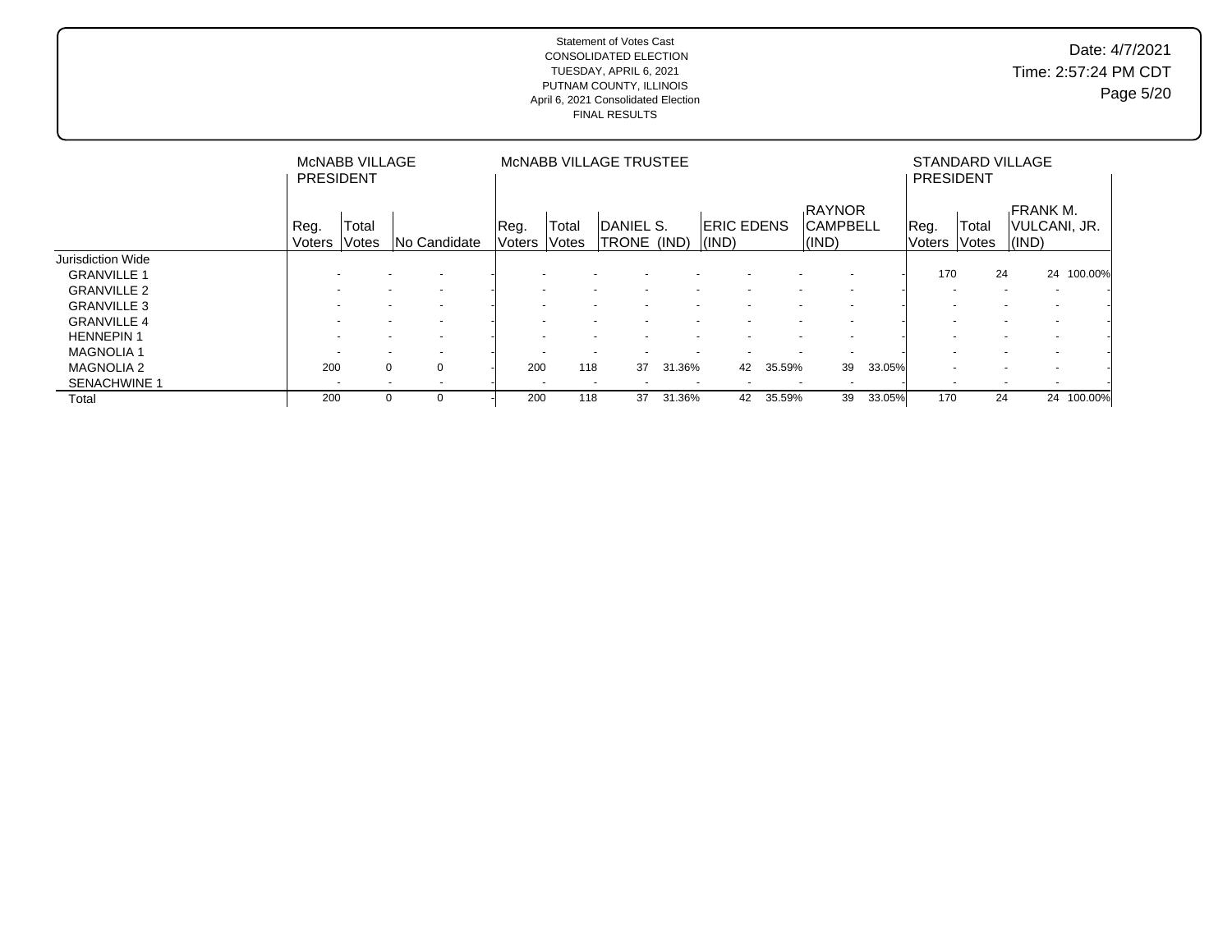Statement of Votes Cast
CONSOLIDATED ELECTION
TUESDAY, APRIL 6, 2021
PUTNAM COUNTY, ILLINOIS
April 6, 2021 Consolidated Election
FINAL RESULTS

Date: 4/7/2021
Time: 2:57:24 PM CDT

| | McNABB VILLAGE PRESIDENT | | | McNABB VILLAGE TRUSTEE | | | | | | | | STANDARD VILLAGE PRESIDENT | | | |
|---|---|---|---|---|---|---|---|---|---|---|---|---|---|---|---|
| | Reg. Voters | Total Votes | No Candidate | Reg. Voters | Total Votes | DANIEL S. TRONE (IND) | | ERIC EDENS (IND) | | RAYNOR CAMPBELL (IND) | | Reg. Voters | Total Votes | FRANK M. VULCANI, JR. (IND) | |
| Jurisdiction Wide | | | | | | | | | | | | | | | |
| GRANVILLE 1 | - | - | - | - | - | - | - | - | - | - | - | 170 | 24 | 24 | 100.00% |
| GRANVILLE 2 | - | - | - | - | - | - | - | - | - | - | - | - | - | - | - |
| GRANVILLE 3 | - | - | - | - | - | - | - | - | - | - | - | - | - | - | - |
| GRANVILLE 4 | - | - | - | - | - | - | - | - | - | - | - | - | - | - | - |
| HENNEPIN 1 | - | - | - | - | - | - | - | - | - | - | - | - | - | - | - |
| MAGNOLIA 1 | - | - | - | - | - | - | - | - | - | - | - | - | - | - | - |
| MAGNOLIA 2 | 200 | 0 | 0 | 200 | 118 | 37 | 31.36% | 42 | 35.59% | 39 | 33.05% | - | - | - | - |
| SENACHWINE 1 | - | - | - | - | - | - | - | - | - | - | - | - | - | - | - |
| Total | 200 | 0 | 0 | 200 | 118 | 37 | 31.36% | 42 | 35.59% | 39 | 33.05% | 170 | 24 | 24 | 100.00% |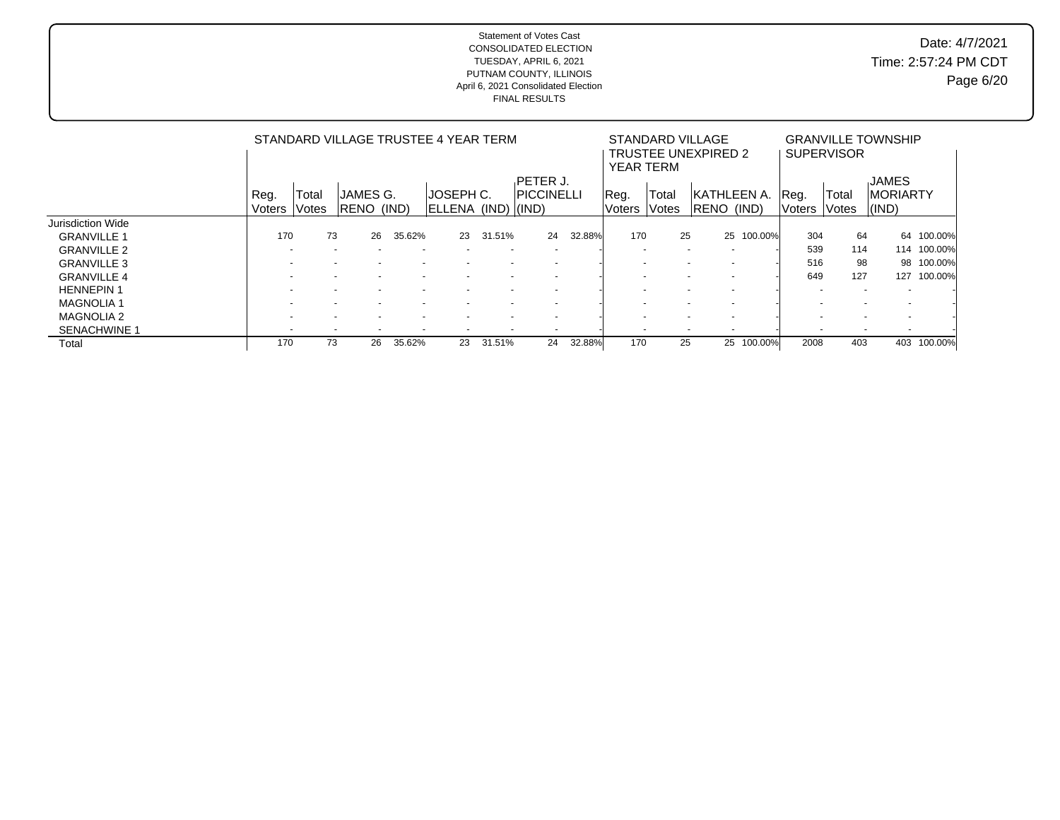Statement of Votes Cast
CONSOLIDATED ELECTION
TUESDAY, APRIL 6, 2021
PUTNAM COUNTY, ILLINOIS
April 6, 2021 Consolidated Election
FINAL RESULTS

Date: 4/7/2021
Time: 2:57:24 PM CDT

| | STANDARD VILLAGE TRUSTEE 4 YEAR TERM | | | | | | | | STANDARD VILLAGE TRUSTEE UNEXPIRED 2 YEAR TERM | | | | GRANVILLE TOWNSHIP SUPERVISOR | | | |
|---|---|---|---|---|---|---|---|---|---|---|---|---|---|---|---|---|
| | Reg. Voters | Total Votes | JAMES G. RENO (IND) | | JOSEPH C. ELLENA (IND) | | PETER J. PICCINELLI (IND) | | Reg. Voters | Total Votes | KATHLEEN A. RENO (IND) | | Reg. Voters | Total Votes | JAMES MORIARTY (IND) | |
| Jurisdiction Wide | | | | | | | | | | | | | | | | |
| GRANVILLE 1 | 170 | 73 | 26 | 35.62% | 23 | 31.51% | 24 | 32.88% | 170 | 25 | 25 | 100.00% | 304 | 64 | 64 | 100.00% |
| GRANVILLE 2 | - | - | - | - | - | - | - | - | - | - | - | - | 539 | 114 | 114 | 100.00% |
| GRANVILLE 3 | - | - | - | - | - | - | - | - | - | - | - | - | 516 | 98 | 98 | 100.00% |
| GRANVILLE 4 | - | - | - | - | - | - | - | - | - | - | - | - | 649 | 127 | 127 | 100.00% |
| HENNEPIN 1 | - | - | - | - | - | - | - | - | - | - | - | - | - | - | - | - |
| MAGNOLIA 1 | - | - | - | - | - | - | - | - | - | - | - | - | - | - | - | - |
| MAGNOLIA 2 | - | - | - | - | - | - | - | - | - | - | - | - | - | - | - | - |
| SENACHWINE 1 | - | - | - | - | - | - | - | - | - | - | - | - | - | - | - | - |
| Total | 170 | 73 | 26 | 35.62% | 23 | 31.51% | 24 | 32.88% | 170 | 25 | 25 | 100.00% | 2008 | 403 | 403 | 100.00% |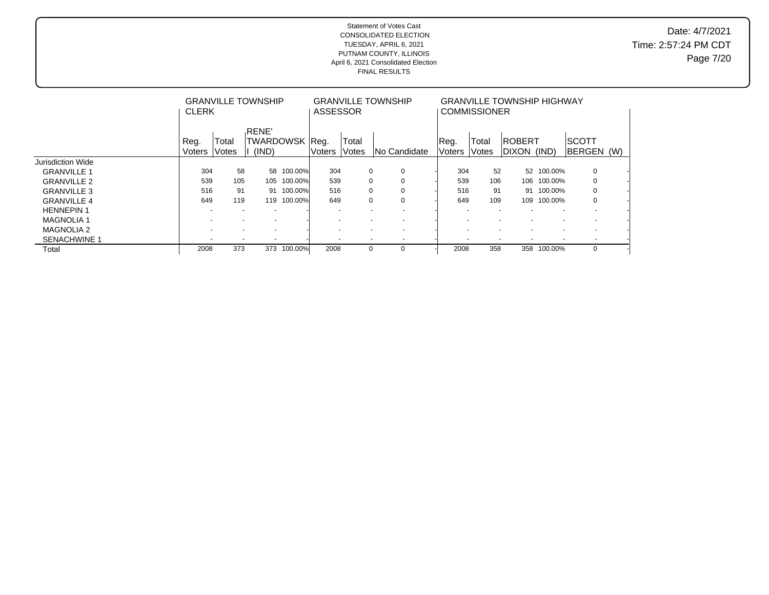Statement of Votes Cast
CONSOLIDATED ELECTION
TUESDAY, APRIL 6, 2021
PUTNAM COUNTY, ILLINOIS
April 6, 2021 Consolidated Election
FINAL RESULTS

Date: 4/7/2021
Time: 2:57:24 PM CDT

| | GRANVILLE TOWNSHIP CLERK | | | | GRANVILLE TOWNSHIP ASSESSOR | | | | GRANVILLE TOWNSHIP HIGHWAY COMMISSIONER | | | | | |
|---|---|---|---|---|---|---|---|---|---|---|---|---|---|---|
| | Reg. Voters | Total Votes | RENE' TWARDOWSKI (IND) | | Reg. Voters | Total Votes | No Candidate | | Reg. Voters | Total Votes | ROBERT DIXON (IND) | | SCOTT BERGEN (W) | |
| Jurisdiction Wide | | | | | | | | | | | | | | |
| GRANVILLE 1 | 304 | 58 | 58 | 100.00% | 304 | 0 | 0 | - | 304 | 52 | 52 | 100.00% | 0 | - |
| GRANVILLE 2 | 539 | 105 | 105 | 100.00% | 539 | 0 | 0 | - | 539 | 106 | 106 | 100.00% | 0 | - |
| GRANVILLE 3 | 516 | 91 | 91 | 100.00% | 516 | 0 | 0 | - | 516 | 91 | 91 | 100.00% | 0 | - |
| GRANVILLE 4 | 649 | 119 | 119 | 100.00% | 649 | 0 | 0 | - | 649 | 109 | 109 | 100.00% | 0 | - |
| HENNEPIN 1 | - | - | - | - | - | - | - | - | - | - | - | - | - | - |
| MAGNOLIA 1 | - | - | - | - | - | - | - | - | - | - | - | - | - | - |
| MAGNOLIA 2 | - | - | - | - | - | - | - | - | - | - | - | - | - | - |
| SENACHWINE 1 | - | - | - | - | - | - | - | - | - | - | - | - | - | - |
| Total | 2008 | 373 | 373 | 100.00% | 2008 | 0 | 0 | - | 2008 | 358 | 358 | 100.00% | 0 | - |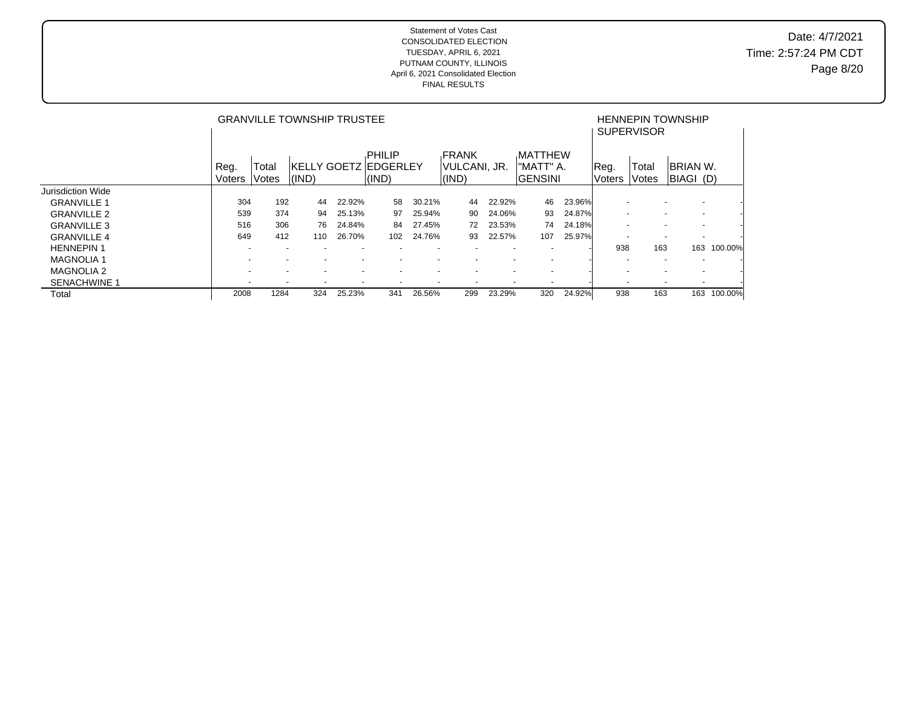Statement of Votes Cast
CONSOLIDATED ELECTION
TUESDAY, APRIL 6, 2021
PUTNAM COUNTY, ILLINOIS
April 6, 2021 Consolidated Election
FINAL RESULTS

Date: 4/7/2021
Time: 2:57:24 PM CDT

| | GRANVILLE TOWNSHIP TRUSTEE | | | | | | | | | | HENNEPIN TOWNSHIP SUPERVISOR | | | |
|---|---|---|---|---|---|---|---|---|---|---|---|---|---|---|
| | Reg. Voters | Total Votes | KELLY GOETZ (IND) | | PHILIP EDGERLEY (IND) | | FRANK VULCANI, JR. (IND) | | MATTHEW "MATT" A. GENSINI | | Reg. Voters | Total Votes | BRIAN W. BIAGI (D) | |
| Jurisdiction Wide | | | | | | | | | | | | | | |
| GRANVILLE 1 | 304 | 192 | 44 | 22.92% | 58 | 30.21% | 44 | 22.92% | 46 | 23.96% | - | - | - | - |
| GRANVILLE 2 | 539 | 374 | 94 | 25.13% | 97 | 25.94% | 90 | 24.06% | 93 | 24.87% | - | - | - | - |
| GRANVILLE 3 | 516 | 306 | 76 | 24.84% | 84 | 27.45% | 72 | 23.53% | 74 | 24.18% | - | - | - | - |
| GRANVILLE 4 | 649 | 412 | 110 | 26.70% | 102 | 24.76% | 93 | 22.57% | 107 | 25.97% | - | - | - | - |
| HENNEPIN 1 | - | - | - | - | - | - | - | - | - | - | 938 | 163 | 163 | 100.00% |
| MAGNOLIA 1 | - | - | - | - | - | - | - | - | - | - | - | - | - | - |
| MAGNOLIA 2 | - | - | - | - | - | - | - | - | - | - | - | - | - | - |
| SENACHWINE 1 | - | - | - | - | - | - | - | - | - | - | - | - | - | - |
| Total | 2008 | 1284 | 324 | 25.23% | 341 | 26.56% | 299 | 23.29% | 320 | 24.92% | 938 | 163 | 163 | 100.00% |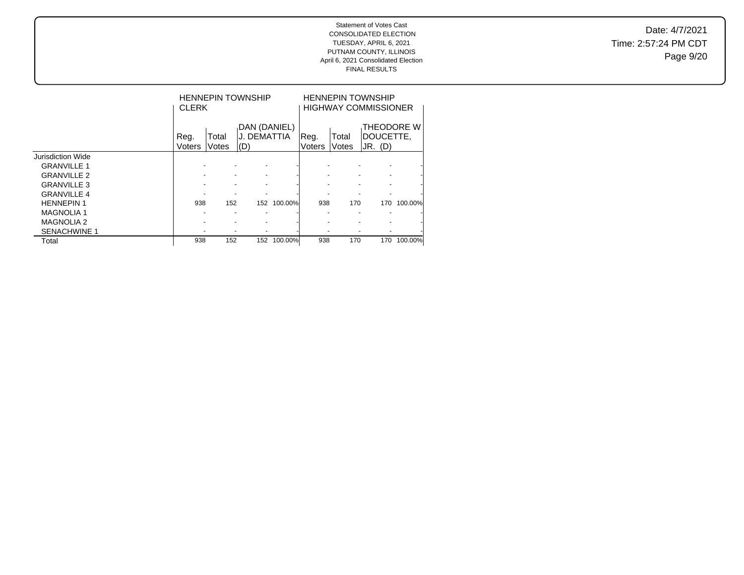Statement of Votes Cast
CONSOLIDATED ELECTION
TUESDAY, APRIL 6, 2021
PUTNAM COUNTY, ILLINOIS
April 6, 2021 Consolidated Election
FINAL RESULTS

Date: 4/7/2021
Time: 2:57:24 PM CDT

| | HENNEPIN TOWNSHIP CLERK | | | | HENNEPIN TOWNSHIP HIGHWAY COMMISSIONER | | | |
|---|---|---|---|---|---|---|---|---|
| | Reg. Voters | Total Votes | DAN (DANIEL) J. DEMATTIA (D) | | Reg. Voters | Total Votes | THEODORE W DOUCETTE, JR. (D) | |
| Jurisdiction Wide | | | | | | | | |
| GRANVILLE 1 | - | - | - | - | - | - | - | - |
| GRANVILLE 2 | - | - | - | - | - | - | - | - |
| GRANVILLE 3 | - | - | - | - | - | - | - | - |
| GRANVILLE 4 | - | - | - | - | - | - | - | - |
| HENNEPIN 1 | 938 | 152 | 152 | 100.00% | 938 | 170 | 170 | 100.00% |
| MAGNOLIA 1 | - | - | - | - | - | - | - | - |
| MAGNOLIA 2 | - | - | - | - | - | - | - | - |
| SENACHWINE 1 | - | - | - | - | - | - | - | - |
| Total | 938 | 152 | 152 | 100.00% | 938 | 170 | 170 | 100.00% |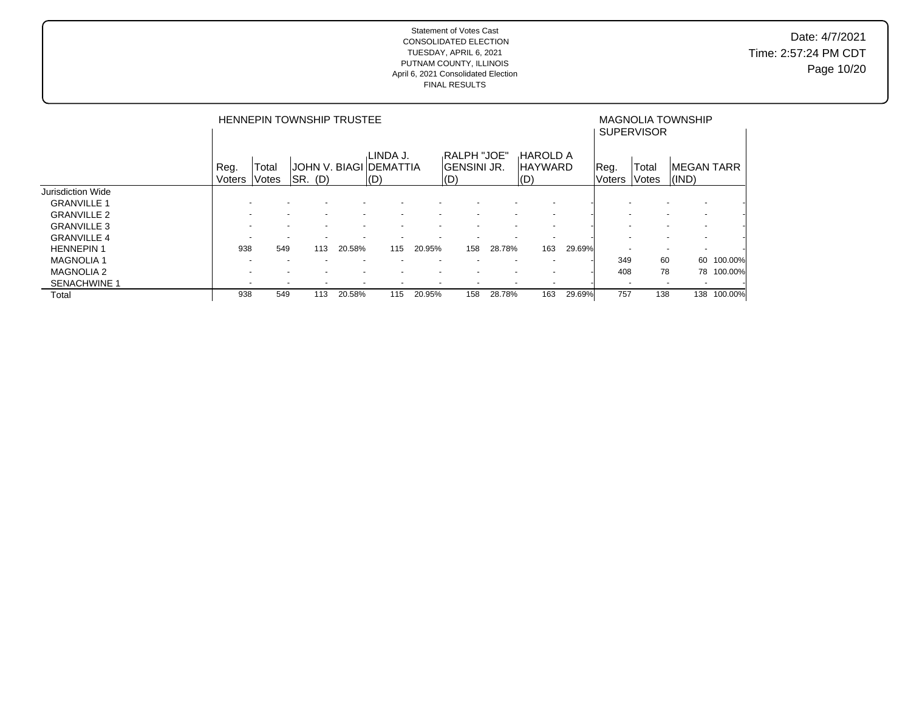Statement of Votes Cast
CONSOLIDATED ELECTION
TUESDAY, APRIL 6, 2021
PUTNAM COUNTY, ILLINOIS
April 6, 2021 Consolidated Election
FINAL RESULTS

Date: 4/7/2021
Time: 2:57:24 PM CDT

| | HENNEPIN TOWNSHIP TRUSTEE | | | | | | | | | | MAGNOLIA TOWNSHIP SUPERVISOR | | | |
|---|---|---|---|---|---|---|---|---|---|---|---|---|---|---|
| | Reg. Voters | Total Votes | JOHN V. BIAGI SR. (D) | | LINDA J. DEMATTIA (D) | | RALPH "JOE" GENSINI JR. (D) | | HAROLD A HAYWARD (D) | | Reg. Voters | Total Votes | MEGAN TARR (IND) | |
| Jurisdiction Wide | | | | | | | | | | | | | | |
| GRANVILLE 1 | - | - | - | - | - | - | - | - | - | - | - | - | - | - |
| GRANVILLE 2 | - | - | - | - | - | - | - | - | - | - | - | - | - | - |
| GRANVILLE 3 | - | - | - | - | - | - | - | - | - | - | - | - | - | - |
| GRANVILLE 4 | - | - | - | - | - | - | - | - | - | - | - | - | - | - |
| HENNEPIN 1 | 938 | 549 | 113 | 20.58% | 115 | 20.95% | 158 | 28.78% | 163 | 29.69% | - | - | - | - |
| MAGNOLIA 1 | - | - | - | - | - | - | - | - | - | - | 349 | 60 | 60 | 100.00% |
| MAGNOLIA 2 | - | - | - | - | - | - | - | - | - | - | 408 | 78 | 78 | 100.00% |
| SENACHWINE 1 | - | - | - | - | - | - | - | - | - | - | - | - | - | - |
| Total | 938 | 549 | 113 | 20.58% | 115 | 20.95% | 158 | 28.78% | 163 | 29.69% | 757 | 138 | 138 | 100.00% |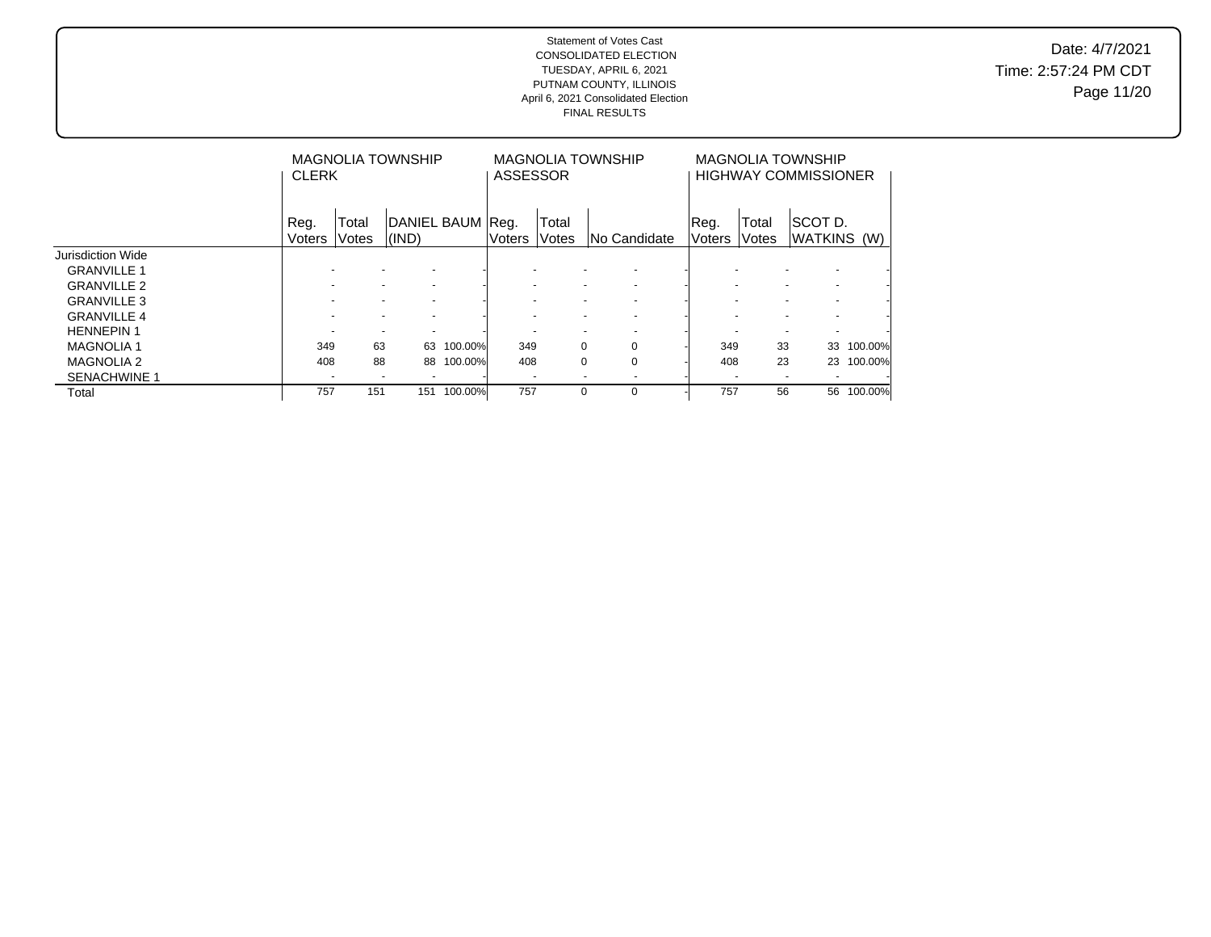Statement of Votes Cast
CONSOLIDATED ELECTION
TUESDAY, APRIL 6, 2021
PUTNAM COUNTY, ILLINOIS
April 6, 2021 Consolidated Election
FINAL RESULTS

Date: 4/7/2021
Time: 2:57:24 PM CDT

| | MAGNOLIA TOWNSHIP CLERK | | | | MAGNOLIA TOWNSHIP ASSESSOR | | | | MAGNOLIA TOWNSHIP HIGHWAY COMMISSIONER | | | |
|---|---|---|---|---|---|---|---|---|---|---|---|---|
| | Reg. Voters | Total Votes | DANIEL BAUM (IND) | | Reg. Voters | Total Votes | No Candidate | | Reg. Voters | Total Votes | SCOT D. WATKINS (W) | |
| Jurisdiction Wide | | | | | | | | | | | | |
| GRANVILLE 1 | - | - | - | - | - | - | - | - | - | - | - | - |
| GRANVILLE 2 | - | - | - | - | - | - | - | - | - | - | - | - |
| GRANVILLE 3 | - | - | - | - | - | - | - | - | - | - | - | - |
| GRANVILLE 4 | - | - | - | - | - | - | - | - | - | - | - | - |
| HENNEPIN 1 | - | - | - | - | - | - | - | - | - | - | - | - |
| MAGNOLIA 1 | 349 | 63 | 63 | 100.00% | 349 | 0 | 0 | - | 349 | 33 | 33 | 100.00% |
| MAGNOLIA 2 | 408 | 88 | 88 | 100.00% | 408 | 0 | 0 | - | 408 | 23 | 23 | 100.00% |
| SENACHWINE 1 | - | - | - | - | - | - | - | - | - | - | - | - |
| Total | 757 | 151 | 151 | 100.00% | 757 | 0 | 0 | - | 757 | 56 | 56 | 100.00% |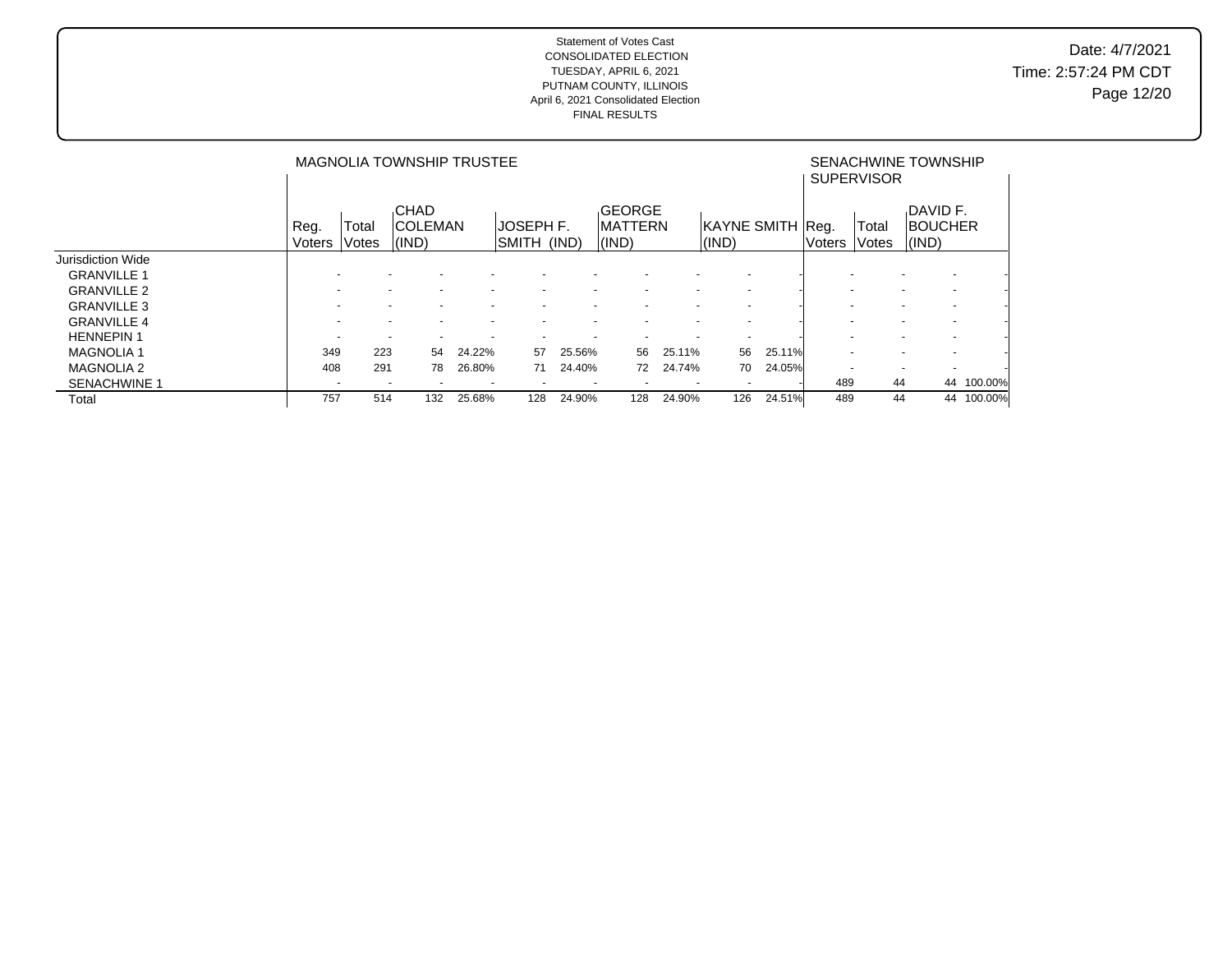Statement of Votes Cast
CONSOLIDATED ELECTION
TUESDAY, APRIL 6, 2021
PUTNAM COUNTY, ILLINOIS
April 6, 2021 Consolidated Election
FINAL RESULTS

Date: 4/7/2021
Time: 2:57:24 PM CDT

| | MAGNOLIA TOWNSHIP TRUSTEE | | | | | | | | | | SENACHWINE TOWNSHIP SUPERVISOR | | | |
|---|---|---|---|---|---|---|---|---|---|---|---|---|---|---|
| | Reg. Voters | Total Votes | CHAD COLEMAN (IND) | | JOSEPH F. SMITH (IND) | | GEORGE MATTERN (IND) | | KAYNE SMITH (IND) | | Reg. Voters | Total Votes | DAVID F. BOUCHER (IND) | |
| Jurisdiction Wide | | | | | | | | | | | | | | |
| GRANVILLE 1 | - | - | - | - | - | - | - | - | - | - | - | - | - | - |
| GRANVILLE 2 | - | - | - | - | - | - | - | - | - | - | - | - | - | - |
| GRANVILLE 3 | - | - | - | - | - | - | - | - | - | - | - | - | - | - |
| GRANVILLE 4 | - | - | - | - | - | - | - | - | - | - | - | - | - | - |
| HENNEPIN 1 | - | - | - | - | - | - | - | - | - | - | - | - | - | - |
| MAGNOLIA 1 | 349 | 223 | 54 | 24.22% | 57 | 25.56% | 56 | 25.11% | 56 | 25.11% | - | - | - | - |
| MAGNOLIA 2 | 408 | 291 | 78 | 26.80% | 71 | 24.40% | 72 | 24.74% | 70 | 24.05% | - | - | - | - |
| SENACHWINE 1 | - | - | - | - | - | - | - | - | - | - | 489 | 44 | 44 | 100.00% |
| Total | 757 | 514 | 132 | 25.68% | 128 | 24.90% | 128 | 24.90% | 126 | 24.51% | 489 | 44 | 44 | 100.00% |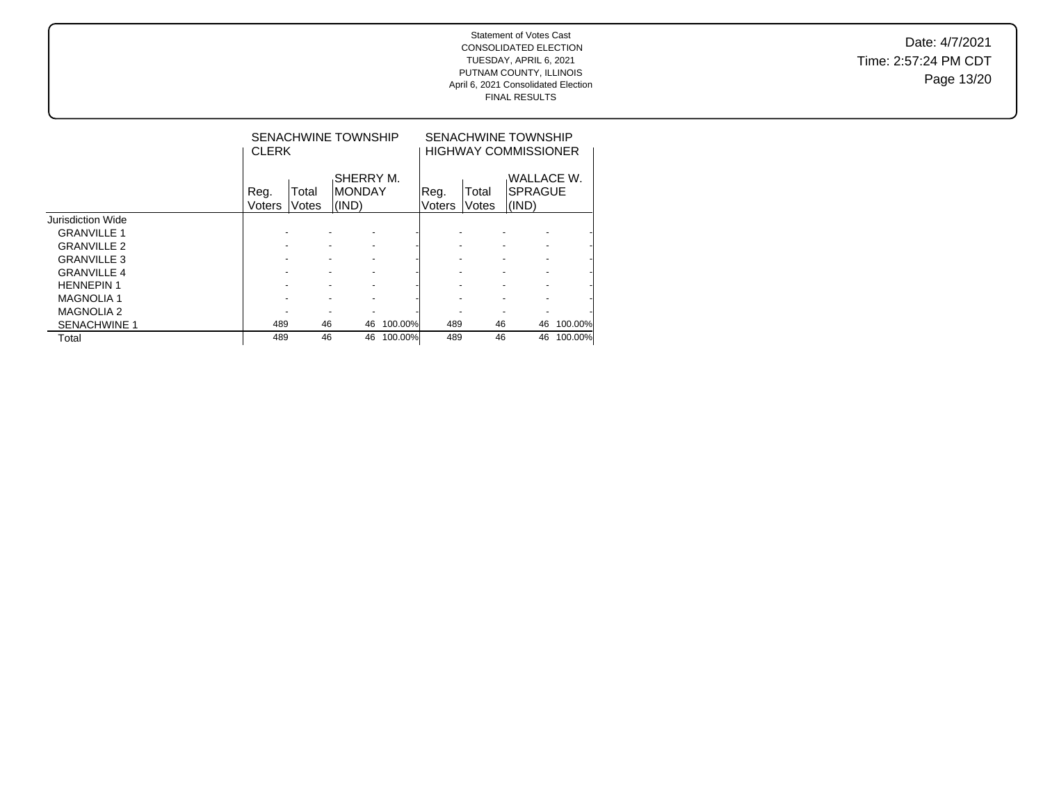Statement of Votes Cast
CONSOLIDATED ELECTION
TUESDAY, APRIL 6, 2021
PUTNAM COUNTY, ILLINOIS
April 6, 2021 Consolidated Election
FINAL RESULTS

Date: 4/7/2021
Time: 2:57:24 PM CDT

| | SENACHWINE TOWNSHIP CLERK | | | | SENACHWINE TOWNSHIP HIGHWAY COMMISSIONER | | | |
|---|---|---|---|---|---|---|---|---|
| | Reg. Voters | Total Votes | SHERRY M. MONDAY (IND) | | Reg. Voters | Total Votes | WALLACE W. SPRAGUE (IND) | |
| Jurisdiction Wide | | | | | | | | |
| GRANVILLE 1 | - | - | - | - | - | - | - | - |
| GRANVILLE 2 | - | - | - | - | - | - | - | - |
| GRANVILLE 3 | - | - | - | - | - | - | - | - |
| GRANVILLE 4 | - | - | - | - | - | - | - | - |
| HENNEPIN 1 | - | - | - | - | - | - | - | - |
| MAGNOLIA 1 | - | - | - | - | - | - | - | - |
| MAGNOLIA 2 | - | - | - | - | - | - | - | - |
| SENACHWINE 1 | 489 | 46 | 46 | 100.00% | 489 | 46 | 46 | 100.00% |
| Total | 489 | 46 | 46 | 100.00% | 489 | 46 | 46 | 100.00% |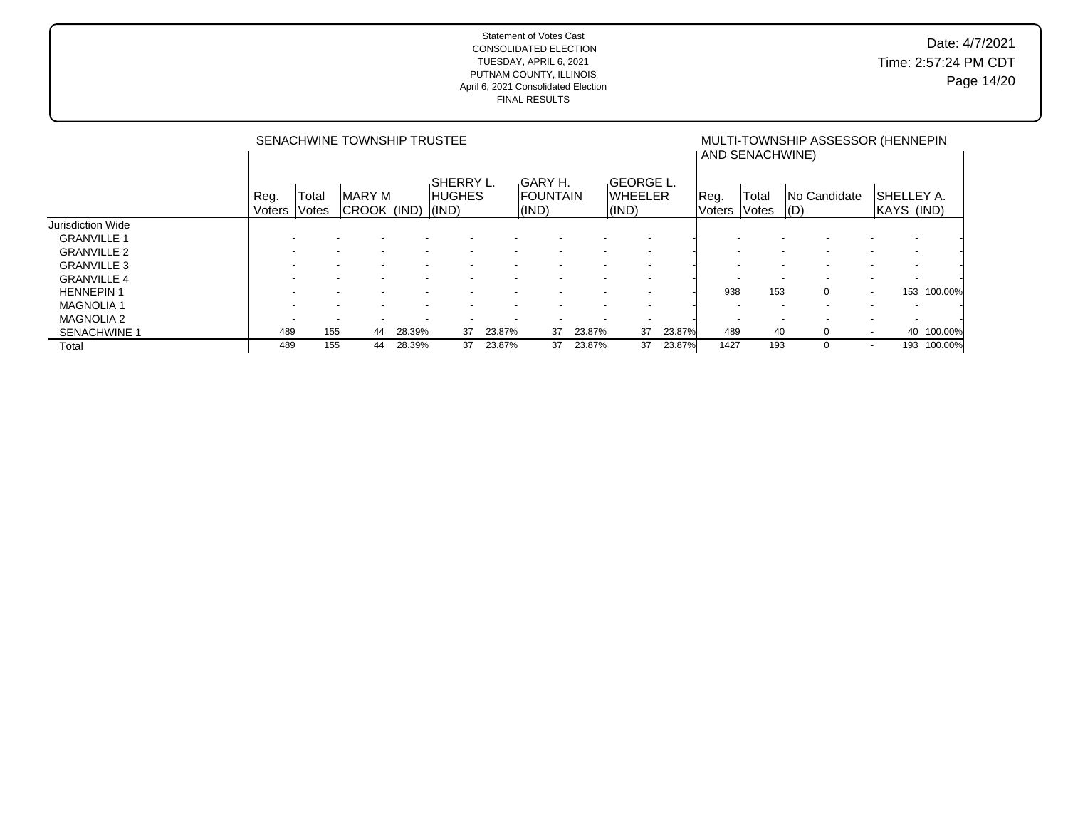Statement of Votes Cast
CONSOLIDATED ELECTION
TUESDAY, APRIL 6, 2021
PUTNAM COUNTY, ILLINOIS
April 6, 2021 Consolidated Election
FINAL RESULTS

Date: 4/7/2021
Time: 2:57:24 PM CDT

| | SENACHWINE TOWNSHIP TRUSTEE | | | | | | | | | | MULTI-TOWNSHIP ASSESSOR (HENNEPIN AND SENACHWINE) | | | | | |
|---|---|---|---|---|---|---|---|---|---|---|---|---|---|---|---|---|
| | Reg. Voters | Total Votes | MARY M CROOK (IND) | | SHERRY L. HUGHES (IND) | | GARY H. FOUNTAIN (IND) | | GEORGE L. WHEELER (IND) | | Reg. Voters | Total Votes | No Candidate (D) | | SHELLEY A. KAYS (IND) | |
| Jurisdiction Wide | | | | | | | | | | | | | | | | |
| GRANVILLE 1 | - | - | - | - | - | - | - | - | - | - | - | - | - | - | - | - |
| GRANVILLE 2 | - | - | - | - | - | - | - | - | - | - | - | - | - | - | - | - |
| GRANVILLE 3 | - | - | - | - | - | - | - | - | - | - | - | - | - | - | - | - |
| GRANVILLE 4 | - | - | - | - | - | - | - | - | - | - | - | - | - | - | - | - |
| HENNEPIN 1 | - | - | - | - | - | - | - | - | - | - | 938 | 153 | 0 | - | 153 | 100.00% |
| MAGNOLIA 1 | - | - | - | - | - | - | - | - | - | - | - | - | - | - | - | - |
| MAGNOLIA 2 | - | - | - | - | - | - | - | - | - | - | - | - | - | - | - | - |
| SENACHWINE 1 | 489 | 155 | 44 | 28.39% | 37 | 23.87% | 37 | 23.87% | 37 | 23.87% | 489 | 40 | 0 | - | 40 | 100.00% |
| Total | 489 | 155 | 44 | 28.39% | 37 | 23.87% | 37 | 23.87% | 37 | 23.87% | 1427 | 193 | 0 | - | 193 | 100.00% |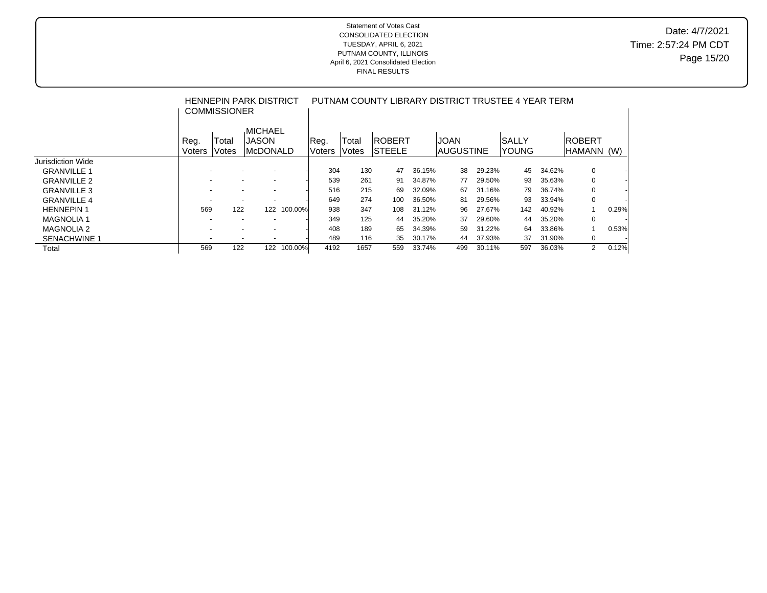Statement of Votes Cast
CONSOLIDATED ELECTION
TUESDAY, APRIL 6, 2021
PUTNAM COUNTY, ILLINOIS
April 6, 2021 Consolidated Election
FINAL RESULTS

Date: 4/7/2021
Time: 2:57:24 PM CDT

| | HENNEPIN PARK DISTRICT COMMISSIONER | | | | PUTNAM COUNTY LIBRARY DISTRICT TRUSTEE 4 YEAR TERM | | | | | | | | | |
|---|---|---|---|---|---|---|---|---|---|---|---|---|---|---|
| | Reg. Voters | Total Votes | MICHAEL JASON McDONALD | | Reg. Voters | Total Votes | ROBERT STEELE | | JOAN AUGUSTINE | | SALLY YOUNG | | ROBERT HAMANN (W) | |
| Jurisdiction Wide | | | | | | | | | | | | | | |
| GRANVILLE 1 | - | - | - | - | 304 | 130 | 47 | 36.15% | 38 | 29.23% | 45 | 34.62% | 0 | - |
| GRANVILLE 2 | - | - | - | - | 539 | 261 | 91 | 34.87% | 77 | 29.50% | 93 | 35.63% | 0 | - |
| GRANVILLE 3 | - | - | - | - | 516 | 215 | 69 | 32.09% | 67 | 31.16% | 79 | 36.74% | 0 | - |
| GRANVILLE 4 | - | - | - | - | 649 | 274 | 100 | 36.50% | 81 | 29.56% | 93 | 33.94% | 0 | - |
| HENNEPIN 1 | 569 | 122 | 122 | 100.00% | 938 | 347 | 108 | 31.12% | 96 | 27.67% | 142 | 40.92% | 1 | 0.29% |
| MAGNOLIA 1 | - | - | - | - | 349 | 125 | 44 | 35.20% | 37 | 29.60% | 44 | 35.20% | 0 | - |
| MAGNOLIA 2 | - | - | - | - | 408 | 189 | 65 | 34.39% | 59 | 31.22% | 64 | 33.86% | 1 | 0.53% |
| SENACHWINE 1 | - | - | - | - | 489 | 116 | 35 | 30.17% | 44 | 37.93% | 37 | 31.90% | 0 | - |
| Total | 569 | 122 | 122 | 100.00% | 4192 | 1657 | 559 | 33.74% | 499 | 30.11% | 597 | 36.03% | 2 | 0.12% |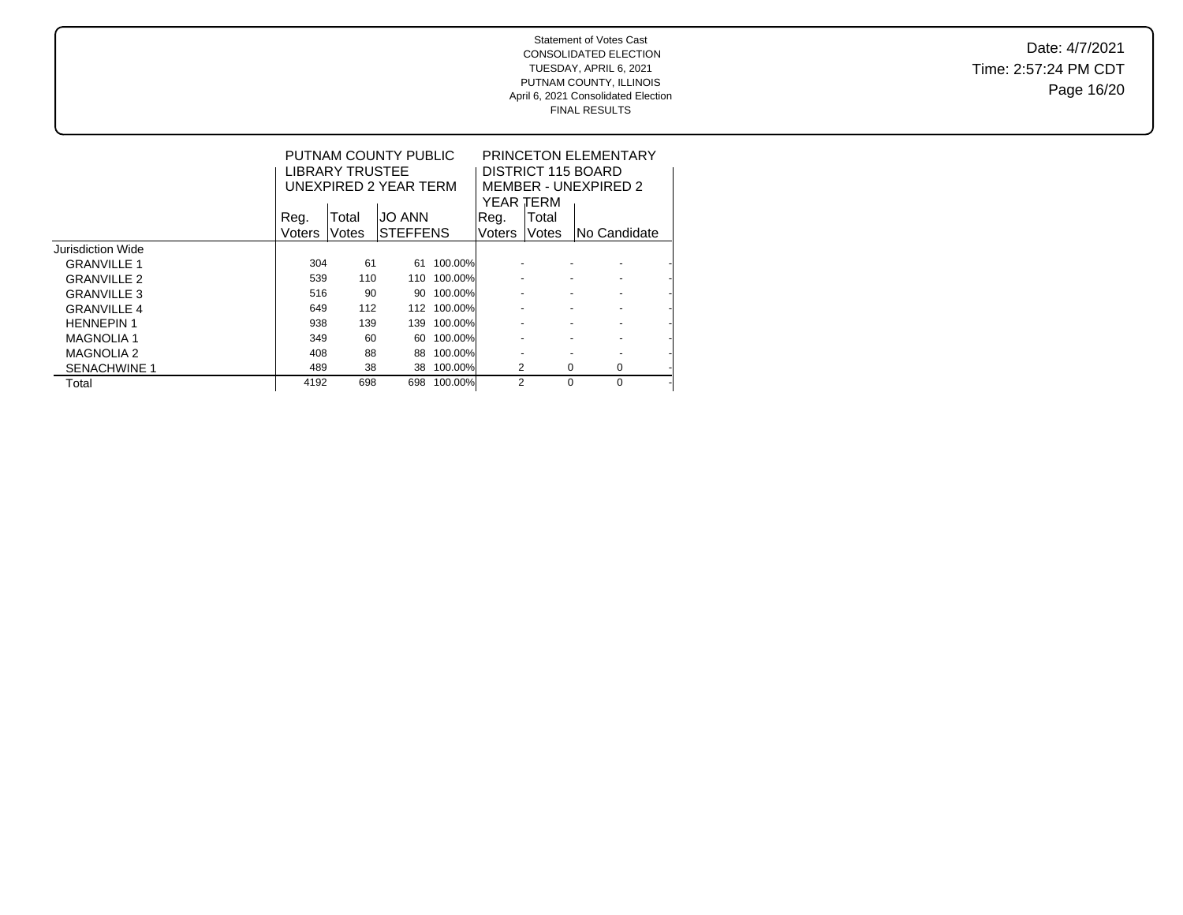Statement of Votes Cast
CONSOLIDATED ELECTION
TUESDAY, APRIL 6, 2021
PUTNAM COUNTY, ILLINOIS
April 6, 2021 Consolidated Election
FINAL RESULTS

Date: 4/7/2021
Time: 2:57:24 PM CDT

| | PUTNAM COUNTY PUBLIC LIBRARY TRUSTEE UNEXPIRED 2 YEAR TERM | | | | PRINCETON ELEMENTARY DISTRICT 115 BOARD MEMBER - UNEXPIRED 2 YEAR TERM | | | |
|---|---|---|---|---|---|---|---|---|
| | Reg. Voters | Total Votes | JO ANN STEFFENS | | Reg. Voters | Total Votes | No Candidate | |
| Jurisdiction Wide | | | | | | | | |
| GRANVILLE 1 | 304 | 61 | 61 | 100.00% | - | - | - | - |
| GRANVILLE 2 | 539 | 110 | 110 | 100.00% | - | - | - | - |
| GRANVILLE 3 | 516 | 90 | 90 | 100.00% | - | - | - | - |
| GRANVILLE 4 | 649 | 112 | 112 | 100.00% | - | - | - | - |
| HENNEPIN 1 | 938 | 139 | 139 | 100.00% | - | - | - | - |
| MAGNOLIA 1 | 349 | 60 | 60 | 100.00% | - | - | - | - |
| MAGNOLIA 2 | 408 | 88 | 88 | 100.00% | - | - | - | - |
| SENACHWINE 1 | 489 | 38 | 38 | 100.00% | 2 | 0 | 0 | - |
| Total | 4192 | 698 | 698 | 100.00% | 2 | 0 | 0 | - |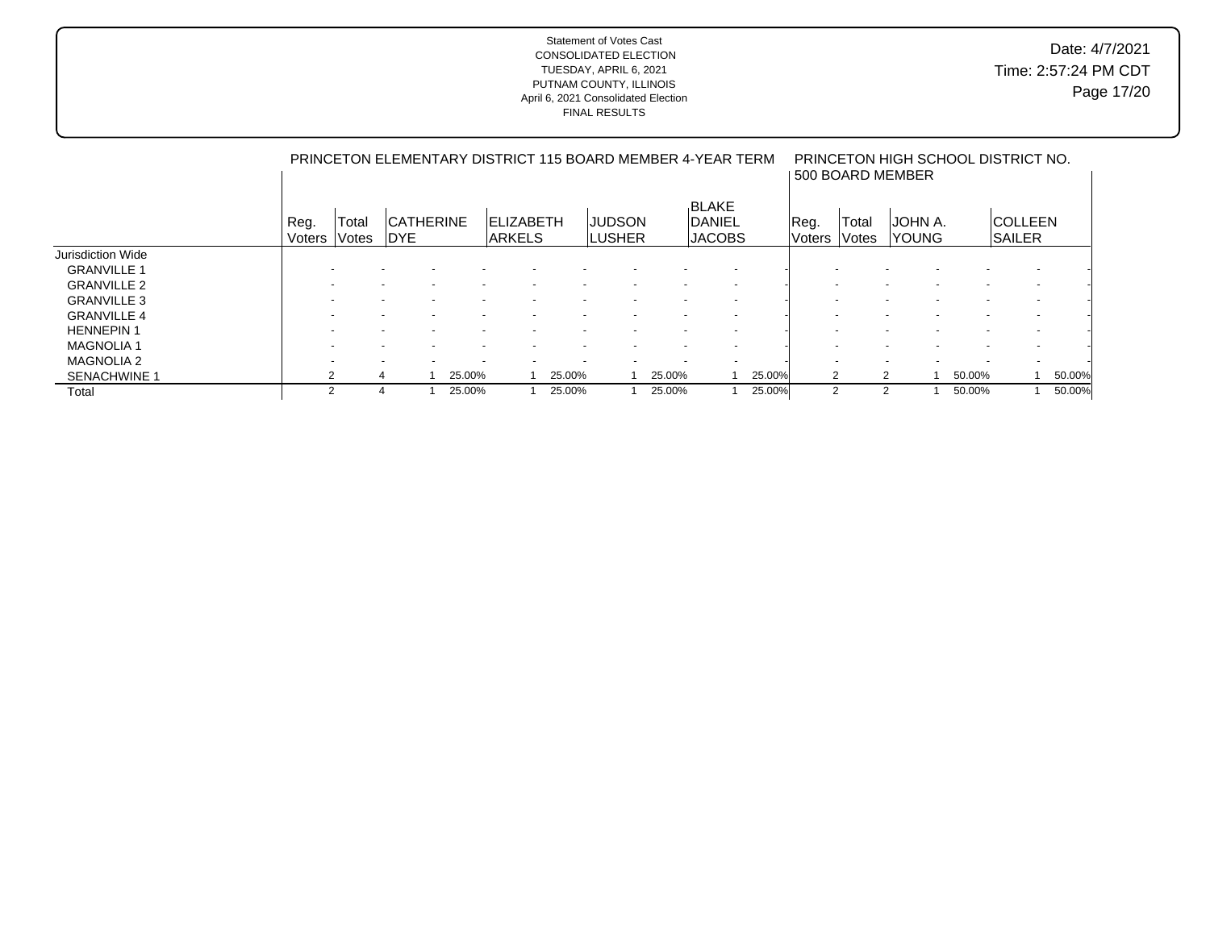Statement of Votes Cast
CONSOLIDATED ELECTION
TUESDAY, APRIL 6, 2021
PUTNAM COUNTY, ILLINOIS
April 6, 2021 Consolidated Election
FINAL RESULTS

Date: 4/7/2021
Time: 2:57:24 PM CDT

| | PRINCETON ELEMENTARY DISTRICT 115 BOARD MEMBER 4-YEAR TERM | | | | | | | | | | | | PRINCETON HIGH SCHOOL DISTRICT NO. 500 BOARD MEMBER | | | | | |
|---|---|---|---|---|---|---|---|---|---|---|---|---|---|---|---|---|---|---|
| | Reg. Voters | Total Votes | CATHERINE DYE | | ELIZABETH ARKELS | | JUDSON LUSHER | | BLAKE DANIEL JACOBS | | Reg. Voters | Total Votes | JOHN A. YOUNG | | COLLEEN SAILER | |
| Jurisdiction Wide | | | | | | | | | | | | | | | | |
| GRANVILLE 1 | - | - | - | - | - | - | - | - | - | - | - | - | - | - | - | - |
| GRANVILLE 2 | - | - | - | - | - | - | - | - | - | - | - | - | - | - | - | - |
| GRANVILLE 3 | - | - | - | - | - | - | - | - | - | - | - | - | - | - | - | - |
| GRANVILLE 4 | - | - | - | - | - | - | - | - | - | - | - | - | - | - | - | - |
| HENNEPIN 1 | - | - | - | - | - | - | - | - | - | - | - | - | - | - | - | - |
| MAGNOLIA 1 | - | - | - | - | - | - | - | - | - | - | - | - | - | - | - | - |
| MAGNOLIA 2 | - | - | - | - | - | - | - | - | - | - | - | - | - | - | - | - |
| SENACHWINE 1 | 2 | 4 | 1 | 25.00% | 1 | 25.00% | 1 | 25.00% | 1 | 25.00% | 2 | 2 | 1 | 50.00% | 1 | 50.00% |
| Total | 2 | 4 | 1 | 25.00% | 1 | 25.00% | 1 | 25.00% | 1 | 25.00% | 2 | 2 | 1 | 50.00% | 1 | 50.00% |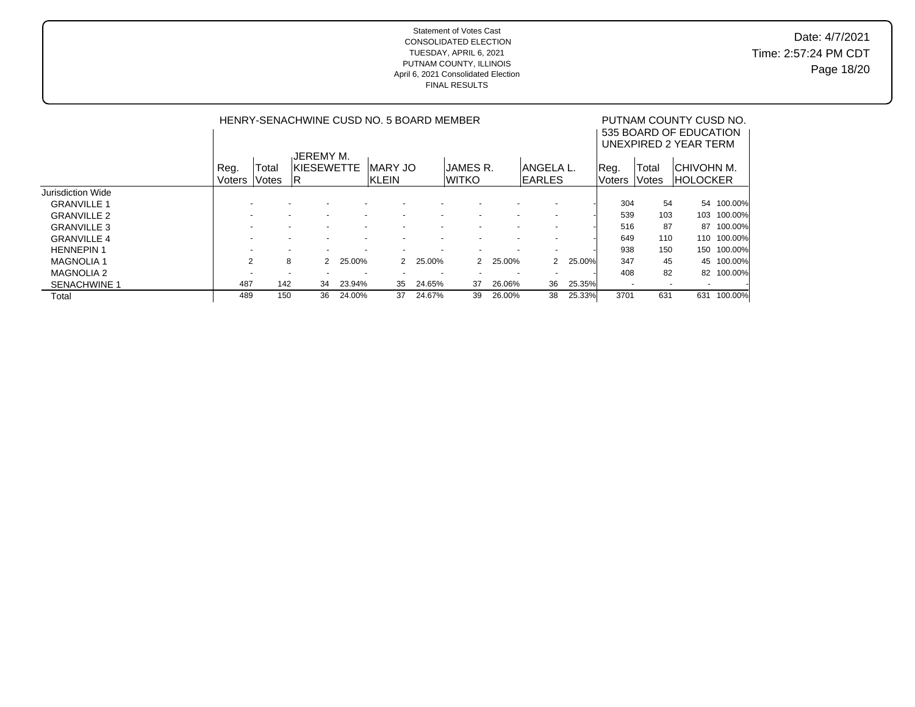Statement of Votes Cast
CONSOLIDATED ELECTION
TUESDAY, APRIL 6, 2021
PUTNAM COUNTY, ILLINOIS
April 6, 2021 Consolidated Election
FINAL RESULTS

Date: 4/7/2021
Time: 2:57:24 PM CDT

| | HENRY-SENACHWINE CUSD NO. 5 BOARD MEMBER | | | | | | | | | | | | PUTNAM COUNTY CUSD NO. 535 BOARD OF EDUCATION UNEXPIRED 2 YEAR TERM | | | |
|---|---|---|---|---|---|---|---|---|---|---|---|---|---|---|---|---|
| | Reg. Voters | Total Votes | JEREMY M. KIESEWETTER | | MARY JO KLEIN | | JAMES R. WITKO | | ANGELA L. EARLES | | | | Reg. Voters | Total Votes | CHIVOHN M. HOLOCKER | |
| Jurisdiction Wide | | | | | | | | | | | | | | | | |
| GRANVILLE 1 | - | - | - | - | - | - | - | - | - | - | | | 304 | 54 | 54 | 100.00% |
| GRANVILLE 2 | - | - | - | - | - | - | - | - | - | - | | | 539 | 103 | 103 | 100.00% |
| GRANVILLE 3 | - | - | - | - | - | - | - | - | - | - | | | 516 | 87 | 87 | 100.00% |
| GRANVILLE 4 | - | - | - | - | - | - | - | - | - | - | | | 649 | 110 | 110 | 100.00% |
| HENNEPIN 1 | - | - | - | - | - | - | - | - | - | - | | | 938 | 150 | 150 | 100.00% |
| MAGNOLIA 1 | 2 | 8 | 2 | 25.00% | 2 | 25.00% | 2 | 25.00% | 2 | 25.00% | | | 347 | 45 | 45 | 100.00% |
| MAGNOLIA 2 | - | - | - | - | - | - | - | - | - | - | | | 408 | 82 | 82 | 100.00% |
| SENACHWINE 1 | 487 | 142 | 34 | 23.94% | 35 | 24.65% | 37 | 26.06% | 36 | 25.35% | | | - | - | - | - |
| Total | 489 | 150 | 36 | 24.00% | 37 | 24.67% | 39 | 26.00% | 38 | 25.33% | | | 3701 | 631 | 631 | 100.00% |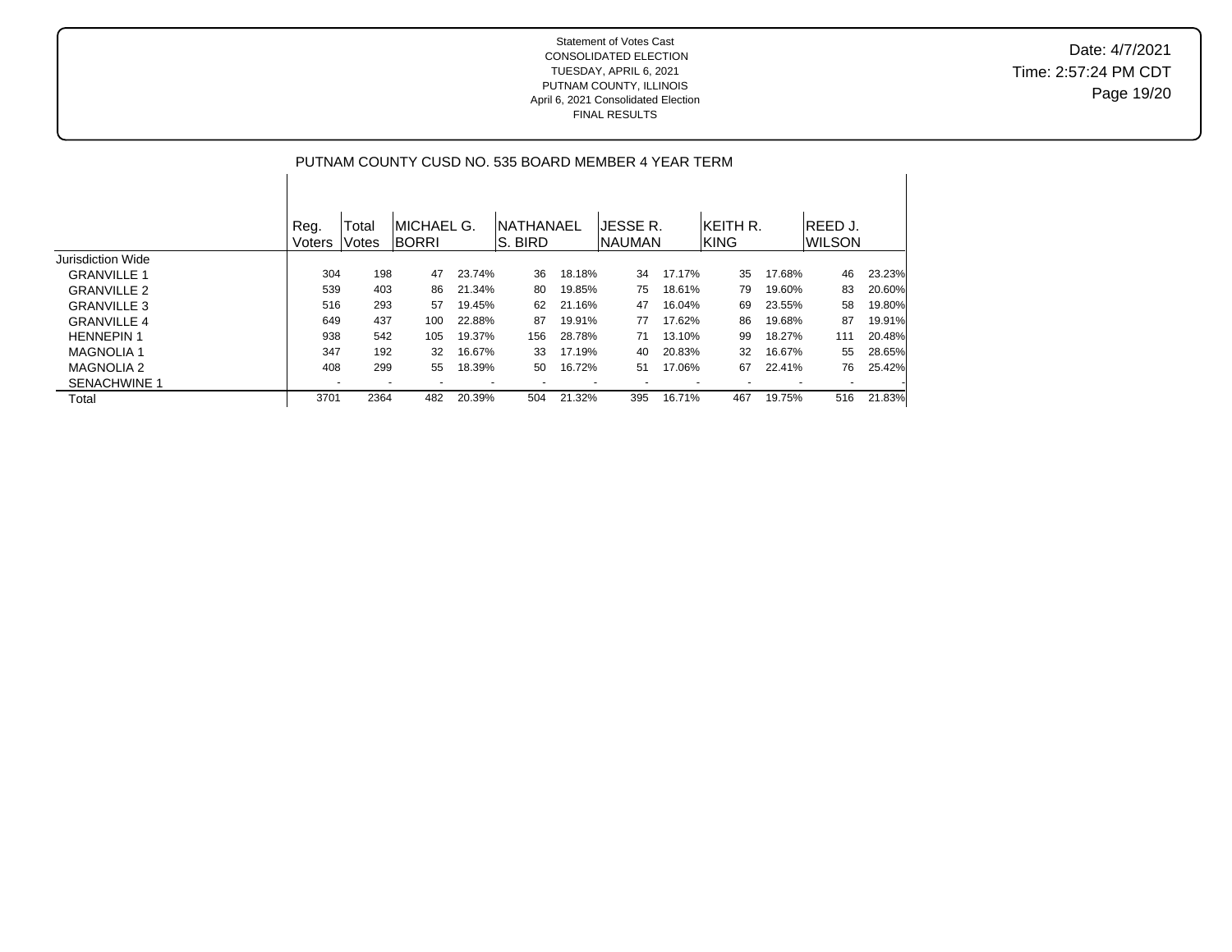Statement of Votes Cast
CONSOLIDATED ELECTION
TUESDAY, APRIL 6, 2021
PUTNAM COUNTY, ILLINOIS
April 6, 2021 Consolidated Election
FINAL RESULTS

Date: 4/7/2021
Time: 2:57:24 PM CDT

## PUTNAM COUNTY CUSD NO. 535 BOARD MEMBER 4 YEAR TERM

| | Reg. Voters | Total Votes | MICHAEL G. BORRI | | NATHANAEL S. BIRD | | JESSE R. NAUMAN | | KEITH R. KING | | REED J. WILSON | |
|---|---|---|---|---|---|---|---|---|---|---|---|---|
| Jurisdiction Wide | | | | | | | | | | | | |
| GRANVILLE 1 | 304 | 198 | 47 | 23.74% | 36 | 18.18% | 34 | 17.17% | 35 | 17.68% | 46 | 23.23% |
| GRANVILLE 2 | 539 | 403 | 86 | 21.34% | 80 | 19.85% | 75 | 18.61% | 79 | 19.60% | 83 | 20.60% |
| GRANVILLE 3 | 516 | 293 | 57 | 19.45% | 62 | 21.16% | 47 | 16.04% | 69 | 23.55% | 58 | 19.80% |
| GRANVILLE 4 | 649 | 437 | 100 | 22.88% | 87 | 19.91% | 77 | 17.62% | 86 | 19.68% | 87 | 19.91% |
| HENNEPIN 1 | 938 | 542 | 105 | 19.37% | 156 | 28.78% | 71 | 13.10% | 99 | 18.27% | 111 | 20.48% |
| MAGNOLIA 1 | 347 | 192 | 32 | 16.67% | 33 | 17.19% | 40 | 20.83% | 32 | 16.67% | 55 | 28.65% |
| MAGNOLIA 2 | 408 | 299 | 55 | 18.39% | 50 | 16.72% | 51 | 17.06% | 67 | 22.41% | 76 | 25.42% |
| SENACHWINE 1 | - | - | - | - | - | - | - | - | - | - | - | - |
| Total | 3701 | 2364 | 482 | 20.39% | 504 | 21.32% | 395 | 16.71% | 467 | 19.75% | 516 | 21.83% |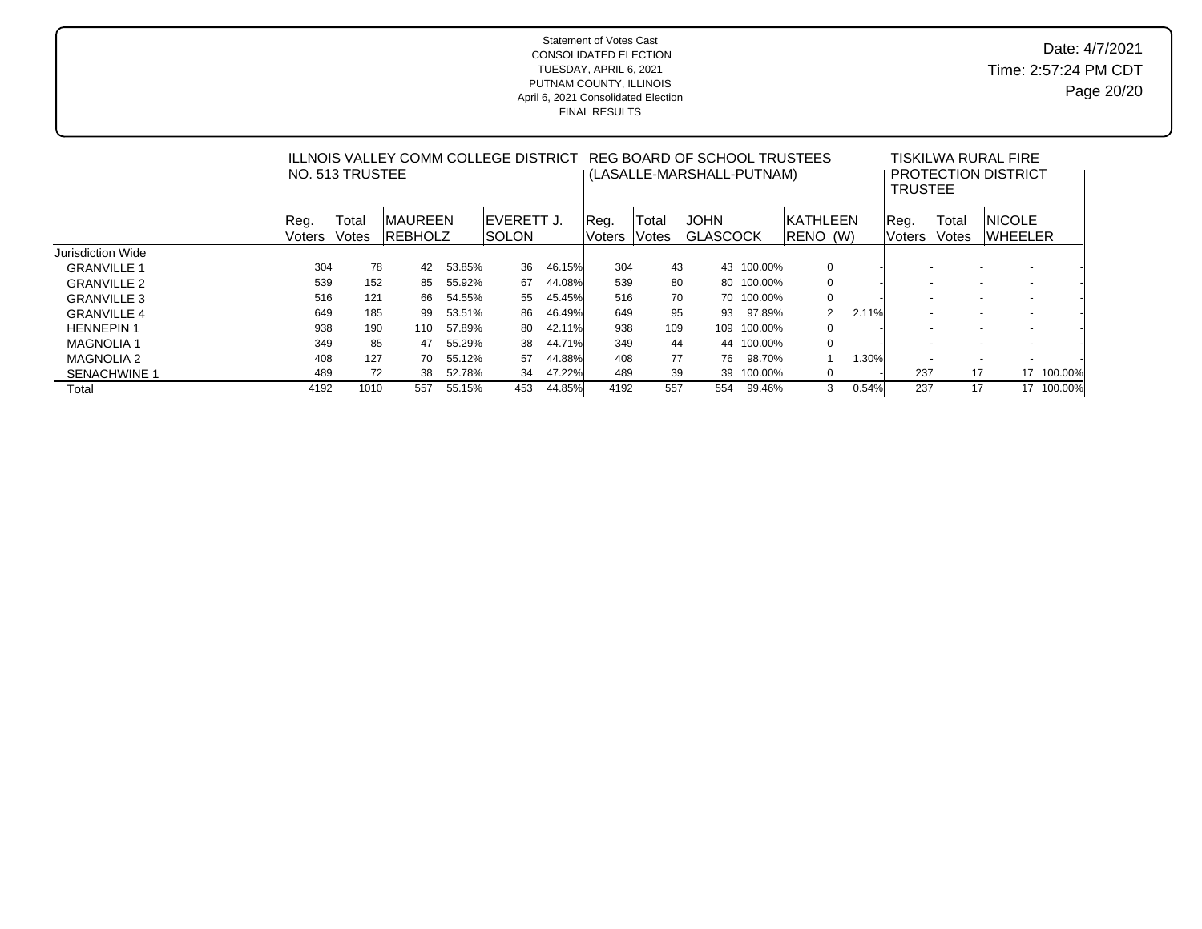Statement of Votes Cast
CONSOLIDATED ELECTION
TUESDAY, APRIL 6, 2021
PUTNAM COUNTY, ILLINOIS
April 6, 2021 Consolidated Election
FINAL RESULTS

Date: 4/7/2021
Time: 2:57:24 PM CDT

| | ILLNOIS VALLEY COMM COLLEGE DISTRICT NO. 513 TRUSTEE | | | | | | REG BOARD OF SCHOOL TRUSTEES (LASALLE-MARSHALL-PUTNAM) | | | | | | TISKILWA RURAL FIRE PROTECTION DISTRICT TRUSTEE | | | |
|---|---|---|---|---|---|---|---|---|---|---|---|---|---|---|---|---|
| | Reg. Voters | Total Votes | MAUREEN REBHOLZ | | EVERETT J. SOLON | | Reg. Voters | Total Votes | JOHN GLASCOCK | | KATHLEEN RENO (W) | | Reg. Voters | Total Votes | NICOLE WHEELER | |
| Jurisdiction Wide | | | | | | | | | | | | | | | | |
| GRANVILLE 1 | 304 | 78 | 42 | 53.85% | 36 | 46.15% | 304 | 43 | 43 | 100.00% | 0 | - | - | - | - | - |
| GRANVILLE 2 | 539 | 152 | 85 | 55.92% | 67 | 44.08% | 539 | 80 | 80 | 100.00% | 0 | - | - | - | - | - |
| GRANVILLE 3 | 516 | 121 | 66 | 54.55% | 55 | 45.45% | 516 | 70 | 70 | 100.00% | 0 | - | - | - | - | - |
| GRANVILLE 4 | 649 | 185 | 99 | 53.51% | 86 | 46.49% | 649 | 95 | 93 | 97.89% | 2 | 2.11% | - | - | - | - |
| HENNEPIN 1 | 938 | 190 | 110 | 57.89% | 80 | 42.11% | 938 | 109 | 109 | 100.00% | 0 | - | - | - | - | - |
| MAGNOLIA 1 | 349 | 85 | 47 | 55.29% | 38 | 44.71% | 349 | 44 | 44 | 100.00% | 0 | - | - | - | - | - |
| MAGNOLIA 2 | 408 | 127 | 70 | 55.12% | 57 | 44.88% | 408 | 77 | 76 | 98.70% | 1 | 1.30% | - | - | - | - |
| SENACHWINE 1 | 489 | 72 | 38 | 52.78% | 34 | 47.22% | 489 | 39 | 39 | 100.00% | 0 | - | 237 | 17 | 17 | 100.00% |
| Total | 4192 | 1010 | 557 | 55.15% | 453 | 44.85% | 4192 | 557 | 554 | 99.46% | 3 | 0.54% | 237 | 17 | 17 | 100.00% |